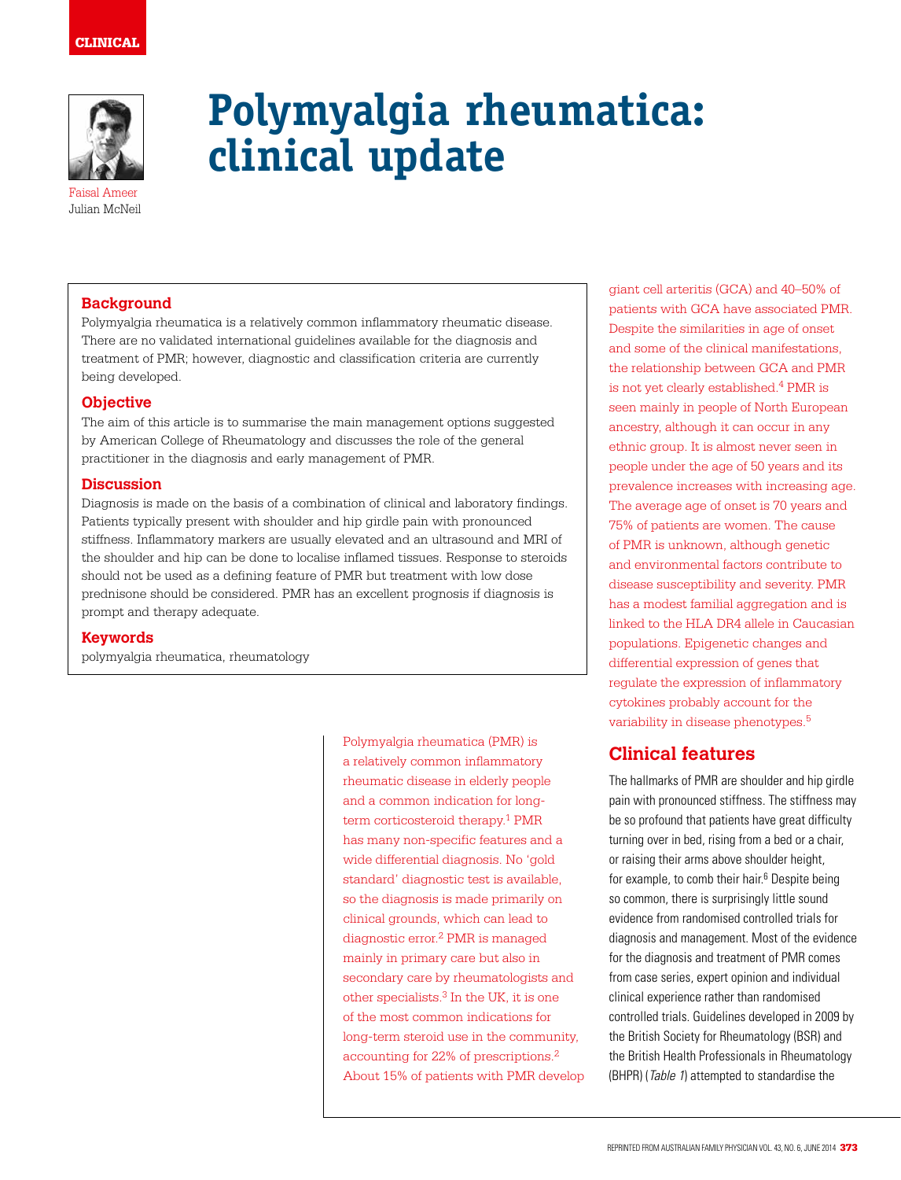CLINICAL

# Polymyalgia rheumatica: clinical update

Faisal Ameer
Julian McNeil

## Background

Polymyalgia rheumatica is a relatively common inflammatory rheumatic disease. There are no validated international guidelines available for the diagnosis and treatment of PMR; however, diagnostic and classification criteria are currently being developed.

## Objective

The aim of this article is to summarise the main management options suggested by American College of Rheumatology and discusses the role of the general practitioner in the diagnosis and early management of PMR.

## Discussion

Diagnosis is made on the basis of a combination of clinical and laboratory findings. Patients typically present with shoulder and hip girdle pain with pronounced stiffness. Inflammatory markers are usually elevated and an ultrasound and MRI of the shoulder and hip can be done to localise inflamed tissues. Response to steroids should not be used as a defining feature of PMR but treatment with low dose prednisone should be considered. PMR has an excellent prognosis if diagnosis is prompt and therapy adequate.

## Keywords

polymyalgia rheumatica, rheumatology

Polymyalgia rheumatica (PMR) is a relatively common inflammatory rheumatic disease in elderly people and a common indication for long-term corticosteroid therapy.[1] PMR has many non-specific features and a wide differential diagnosis. No 'gold standard' diagnostic test is available, so the diagnosis is made primarily on clinical grounds, which can lead to diagnostic error.[2] PMR is managed mainly in primary care but also in secondary care by rheumatologists and other specialists.[3] In the UK, it is one of the most common indications for long-term steroid use in the community, accounting for 22% of prescriptions.[2] About 15% of patients with PMR develop giant cell arteritis (GCA) and 40–50% of patients with GCA have associated PMR. Despite the similarities in age of onset and some of the clinical manifestations, the relationship between GCA and PMR is not yet clearly established.[4] PMR is seen mainly in people of North European ancestry, although it can occur in any ethnic group. It is almost never seen in people under the age of 50 years and its prevalence increases with increasing age. The average age of onset is 70 years and 75% of patients are women. The cause of PMR is unknown, although genetic and environmental factors contribute to disease susceptibility and severity. PMR has a modest familial aggregation and is linked to the HLA DR4 allele in Caucasian populations. Epigenetic changes and differential expression of genes that regulate the expression of inflammatory cytokines probably account for the variability in disease phenotypes.[5]

## Clinical features

The hallmarks of PMR are shoulder and hip girdle pain with pronounced stiffness. The stiffness may be so profound that patients have great difficulty turning over in bed, rising from a bed or a chair, or raising their arms above shoulder height, for example, to comb their hair.[6] Despite being so common, there is surprisingly little sound evidence from randomised controlled trials for diagnosis and management. Most of the evidence for the diagnosis and treatment of PMR comes from case series, expert opinion and individual clinical experience rather than randomised controlled trials. Guidelines developed in 2009 by the British Society for Rheumatology (BSR) and the British Health Professionals in Rheumatology (BHPR) (*Table 1*) attempted to standardise the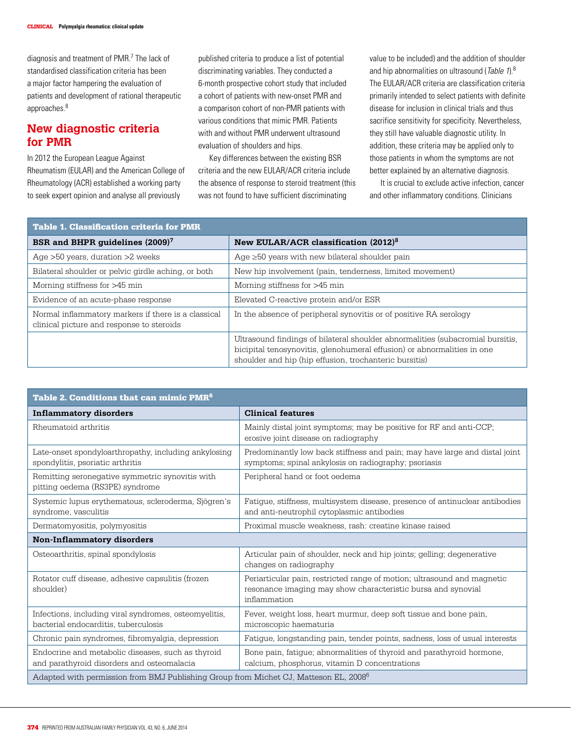diagnosis and treatment of PMR.[7] The lack of standardised classification criteria has been a major factor hampering the evaluation of patients and development of rational therapeutic approaches.[8]

## New diagnostic criteria for PMR

In 2012 the European League Against Rheumatism (EULAR) and the American College of Rheumatology (ACR) established a working party to seek expert opinion and analyse all previously published criteria to produce a list of potential discriminating variables. They conducted a 6-month prospective cohort study that included a cohort of patients with new-onset PMR and a comparison cohort of non-PMR patients with various conditions that mimic PMR. Patients with and without PMR underwent ultrasound evaluation of shoulders and hips.

Key differences between the existing BSR criteria and the new EULAR/ACR criteria include the absence of response to steroid treatment (this was not found to have sufficient discriminating value to be included) and the addition of shoulder and hip abnormalities on ultrasound (*Table 1*).[8] The EULAR/ACR criteria are classification criteria primarily intended to select patients with definite disease for inclusion in clinical trials and thus sacrifice sensitivity for specificity. Nevertheless, they still have valuable diagnostic utility. In addition, these criteria may be applied only to those patients in whom the symptoms are not better explained by an alternative diagnosis.

It is crucial to exclude active infection, cancer and other inflammatory conditions. Clinicians

**Table 1. Classification criteria for PMR**

| BSR and BHPR guidelines (2009)[7] | New EULAR/ACR classification (2012)[8] |
|---|---|
| Age >50 years, duration >2 weeks | Age ≥50 years with new bilateral shoulder pain |
| Bilateral shoulder or pelvic girdle aching, or both | New hip involvement (pain, tenderness, limited movement) |
| Morning stiffness for >45 min | Morning stiffness for >45 min |
| Evidence of an acute-phase response | Elevated C-reactive protein and/or ESR |
| Normal inflammatory markers if there is a classical clinical picture and response to steroids | In the absence of peripheral synovitis or of positive RA serology |
| | Ultrasound findings of bilateral shoulder abnormalities (subacromial bursitis, bicipital tenosynovitis, glenohumeral effusion) or abnormalities in one shoulder and hip (hip effusion, trochanteric bursitis) |

**Table 2. Conditions that can mimic PMR[6]**

| Inflammatory disorders | Clinical features |
|---|---|
| Rheumatoid arthritis | Mainly distal joint symptoms; may be positive for RF and anti-CCP; erosive joint disease on radiography |
| Late-onset spondyloarthropathy, including ankylosing spondylitis, psoriatic arthritis | Predominantly low back stiffness and pain; may have large and distal joint symptoms; spinal ankylosis on radiography; psoriasis |
| Remitting seronegative symmetric synovitis with pitting oedema (RS3PE) syndrome | Peripheral hand or foot oedema |
| Systemic lupus erythematous, scleroderma, Sjögren's syndrome, vasculitis | Fatigue, stiffness, multisystem disease, presence of antinuclear antibodies and anti-neutrophil cytoplasmic antibodies |
| Dermatomyositis, polymyositis | Proximal muscle weakness, rash: creatine kinase raised |
| **Non-Inflammatory disorders** | |
| Osteoarthritis, spinal spondylosis | Articular pain of shoulder, neck and hip joints; gelling; degenerative changes on radiography |
| Rotator cuff disease, adhesive capsulitis (frozen shoulder) | Periarticular pain, restricted range of motion; ultrasound and magnetic resonance imaging may show characteristic bursa and synovial inflammation |
| Infections, including viral syndromes, osteomyelitis, bacterial endocarditis, tuberculosis | Fever, weight loss, heart murmur, deep soft tissue and bone pain, microscopic haematuria |
| Chronic pain syndromes, fibromyalgia, depression | Fatigue, longstanding pain, tender points, sadness, loss of usual interests |
| Endocrine and metabolic diseases, such as thyroid and parathyroid disorders and osteomalacia | Bone pain, fatigue; abnormalities of thyroid and parathyroid hormone, calcium, phosphorus, vitamin D concentrations |

Adapted with permission from BMJ Publishing Group from Michet CJ, Matteson EL, 2008[6]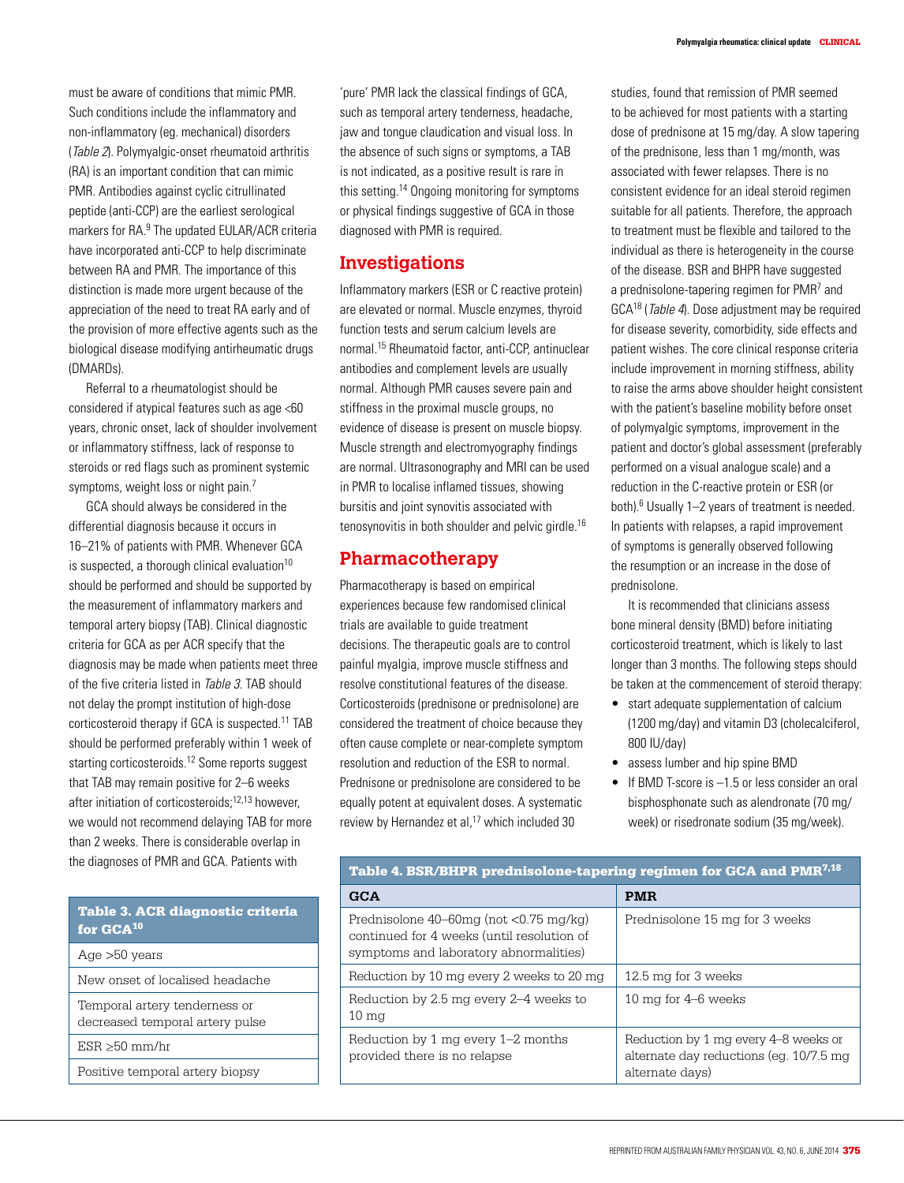must be aware of conditions that mimic PMR. Such conditions include the inflammatory and non-inflammatory (eg. mechanical) disorders (*Table 2*). Polymyalgic-onset rheumatoid arthritis (RA) is an important condition that can mimic PMR. Antibodies against cyclic citrullinated peptide (anti-CCP) are the earliest serological markers for RA.[9] The updated EULAR/ACR criteria have incorporated anti-CCP to help discriminate between RA and PMR. The importance of this distinction is made more urgent because of the appreciation of the need to treat RA early and of the provision of more effective agents such as the biological disease modifying antirheumatic drugs (DMARDs).

Referral to a rheumatologist should be considered if atypical features such as age <60 years, chronic onset, lack of shoulder involvement or inflammatory stiffness, lack of response to steroids or red flags such as prominent systemic symptoms, weight loss or night pain.[7]

GCA should always be considered in the differential diagnosis because it occurs in 16–21% of patients with PMR. Whenever GCA is suspected, a thorough clinical evaluation[10] should be performed and should be supported by the measurement of inflammatory markers and temporal artery biopsy (TAB). Clinical diagnostic criteria for GCA as per ACR specify that the diagnosis may be made when patients meet three of the five criteria listed in *Table 3*. TAB should not delay the prompt institution of high-dose corticosteroid therapy if GCA is suspected.[11] TAB should be performed preferably within 1 week of starting corticosteroids.[12] Some reports suggest that TAB may remain positive for 2–6 weeks after initiation of corticosteroids;[12,13] however, we would not recommend delaying TAB for more than 2 weeks. There is considerable overlap in the diagnoses of PMR and GCA. Patients with 'pure' PMR lack the classical findings of GCA, such as temporal artery tenderness, headache, jaw and tongue claudication and visual loss. In the absence of such signs or symptoms, a TAB is not indicated, as a positive result is rare in this setting.[14] Ongoing monitoring for symptoms or physical findings suggestive of GCA in those diagnosed with PMR is required.

| Table 3. ACR diagnostic criteria for GCA[10] |
|---|
| Age >50 years |
| New onset of localised headache |
| Temporal artery tenderness or decreased temporal artery pulse |
| ESR ≥50 mm/hr |
| Positive temporal artery biopsy |

## Investigations

Inflammatory markers (ESR or C reactive protein) are elevated or normal. Muscle enzymes, thyroid function tests and serum calcium levels are normal.[15] Rheumatoid factor, anti-CCP, antinuclear antibodies and complement levels are usually normal. Although PMR causes severe pain and stiffness in the proximal muscle groups, no evidence of disease is present on muscle biopsy. Muscle strength and electromyography findings are normal. Ultrasonography and MRI can be used in PMR to localise inflamed tissues, showing bursitis and joint synovitis associated with tenosynovitis in both shoulder and pelvic girdle.[16]

## Pharmacotherapy

Pharmacotherapy is based on empirical experiences because few randomised clinical trials are available to guide treatment decisions. The therapeutic goals are to control painful myalgia, improve muscle stiffness and resolve constitutional features of the disease. Corticosteroids (prednisone or prednisolone) are considered the treatment of choice because they often cause complete or near-complete symptom resolution and reduction of the ESR to normal. Prednisone or prednisolone are considered to be equally potent at equivalent doses. A systematic review by Hernandez et al,[17] which included 30 studies, found that remission of PMR seemed to be achieved for most patients with a starting dose of prednisone at 15 mg/day. A slow tapering of the prednisone, less than 1 mg/month, was associated with fewer relapses. There is no consistent evidence for an ideal steroid regimen suitable for all patients. Therefore, the approach to treatment must be flexible and tailored to the individual as there is heterogeneity in the course of the disease. BSR and BHPR have suggested a prednisolone-tapering regimen for PMR[7] and GCA[18] (*Table 4*). Dose adjustment may be required for disease severity, comorbidity, side effects and patient wishes. The core clinical response criteria include improvement in morning stiffness, ability to raise the arms above shoulder height consistent with the patient's baseline mobility before onset of polymyalgic symptoms, improvement in the patient and doctor's global assessment (preferably performed on a visual analogue scale) and a reduction in the C-reactive protein or ESR (or both).[6] Usually 1–2 years of treatment is needed. In patients with relapses, a rapid improvement of symptoms is generally observed following the resumption or an increase in the dose of prednisolone.

It is recommended that clinicians assess bone mineral density (BMD) before initiating corticosteroid treatment, which is likely to last longer than 3 months. The following steps should be taken at the commencement of steroid therapy:

- start adequate supplementation of calcium (1200 mg/day) and vitamin D3 (cholecalciferol, 800 IU/day)
- assess lumber and hip spine BMD
- If BMD T-score is –1.5 or less consider an oral bisphosphonate such as alendronate (70 mg/week) or risedronate sodium (35 mg/week).

**Table 4. BSR/BHPR prednisolone-tapering regimen for GCA and PMR[7,18]**

| GCA | PMR |
|---|---|
| Prednisolone 40–60mg (not <0.75 mg/kg) continued for 4 weeks (until resolution of symptoms and laboratory abnormalities) | Prednisolone 15 mg for 3 weeks |
| Reduction by 10 mg every 2 weeks to 20 mg | 12.5 mg for 3 weeks |
| Reduction by 2.5 mg every 2–4 weeks to 10 mg | 10 mg for 4–6 weeks |
| Reduction by 1 mg every 1–2 months provided there is no relapse | Reduction by 1 mg every 4–8 weeks or alternate day reductions (eg. 10/7.5 mg alternate days) |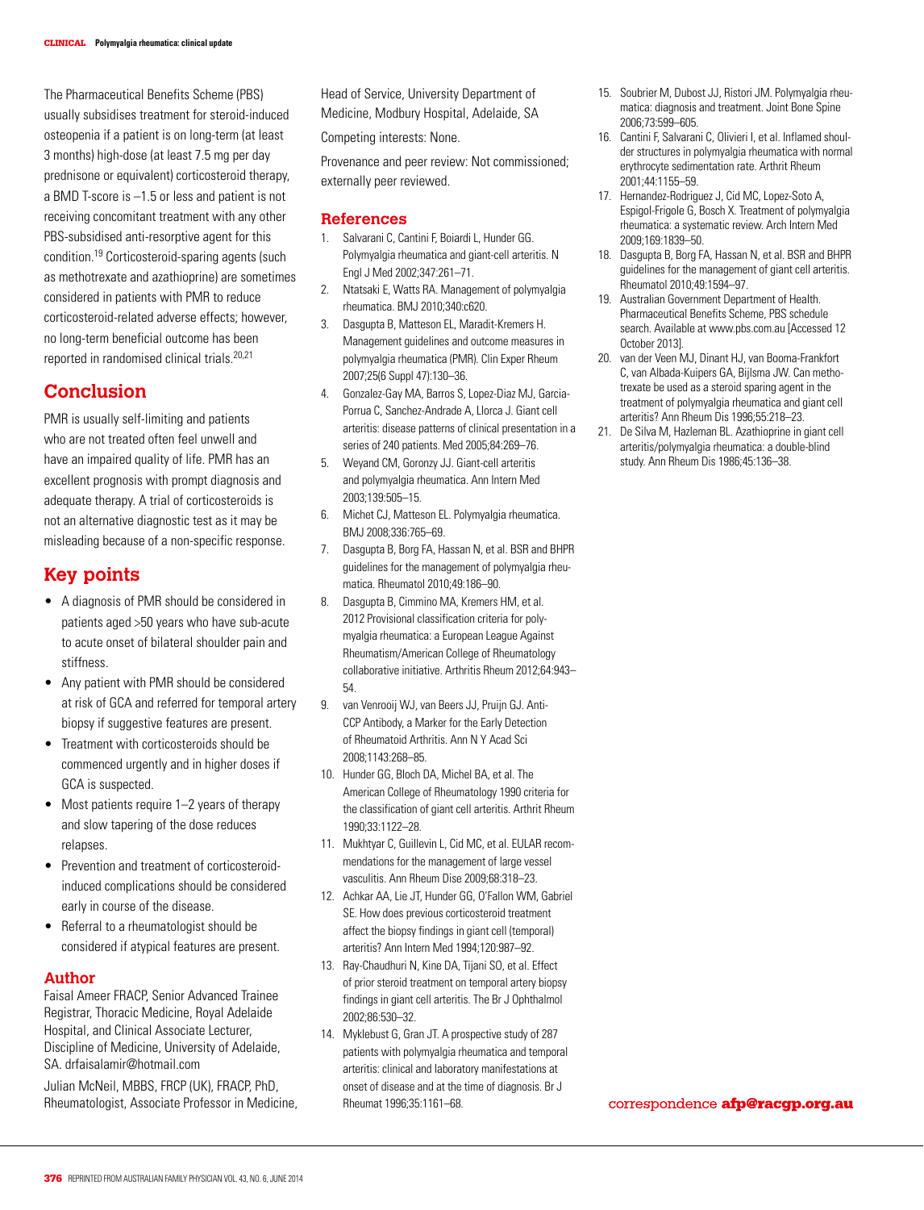The Pharmaceutical Benefits Scheme (PBS) usually subsidises treatment for steroid-induced osteopenia if a patient is on long-term (at least 3 months) high-dose (at least 7.5 mg per day prednisone or equivalent) corticosteroid therapy, a BMD T-score is –1.5 or less and patient is not receiving concomitant treatment with any other PBS-subsidised anti-resorptive agent for this condition.[19] Corticosteroid-sparing agents (such as methotrexate and azathioprine) are sometimes considered in patients with PMR to reduce corticosteroid-related adverse effects; however, no long-term beneficial outcome has been reported in randomised clinical trials.[20,21]

## Conclusion

PMR is usually self-limiting and patients who are not treated often feel unwell and have an impaired quality of life. PMR has an excellent prognosis with prompt diagnosis and adequate therapy. A trial of corticosteroids is not an alternative diagnostic test as it may be misleading because of a non-specific response.

## Key points

- A diagnosis of PMR should be considered in patients aged >50 years who have sub-acute to acute onset of bilateral shoulder pain and stiffness.
- Any patient with PMR should be considered at risk of GCA and referred for temporal artery biopsy if suggestive features are present.
- Treatment with corticosteroids should be commenced urgently and in higher doses if GCA is suspected.
- Most patients require 1–2 years of therapy and slow tapering of the dose reduces relapses.
- Prevention and treatment of corticosteroid-induced complications should be considered early in course of the disease.
- Referral to a rheumatologist should be considered if atypical features are present.

### Author

Faisal Ameer FRACP, Senior Advanced Trainee Registrar, Thoracic Medicine, Royal Adelaide Hospital, and Clinical Associate Lecturer, Discipline of Medicine, University of Adelaide, SA. drfaisalamir@hotmail.com

Julian McNeil, MBBS, FRCP (UK), FRACP, PhD, Rheumatologist, Associate Professor in Medicine, Head of Service, University Department of Medicine, Modbury Hospital, Adelaide, SA

Competing interests: None.

Provenance and peer review: Not commissioned; externally peer reviewed.

## References

1. Salvarani C, Cantini F, Boiardi L, Hunder GG. Polymyalgia rheumatica and giant-cell arteritis. N Engl J Med 2002;347:261–71.
2. Ntatsaki E, Watts RA. Management of polymyalgia rheumatica. BMJ 2010;340:c620.
3. Dasgupta B, Matteson EL, Maradit-Kremers H. Management guidelines and outcome measures in polymyalgia rheumatica (PMR). Clin Exper Rheum 2007;25(6 Suppl 47):130–36.
4. Gonzalez-Gay MA, Barros S, Lopez-Diaz MJ, Garcia-Porrua C, Sanchez-Andrade A, Llorca J. Giant cell arteritis: disease patterns of clinical presentation in a series of 240 patients. Med 2005;84:269–76.
5. Weyand CM, Goronzy JJ. Giant-cell arteritis and polymyalgia rheumatica. Ann Intern Med 2003;139:505–15.
6. Michet CJ, Matteson EL. Polymyalgia rheumatica. BMJ 2008;336:765–69.
7. Dasgupta B, Borg FA, Hassan N, et al. BSR and BHPR guidelines for the management of polymyalgia rheumatica. Rheumatol 2010;49:186–90.
8. Dasgupta B, Cimmino MA, Kremers HM, et al. 2012 Provisional classification criteria for polymyalgia rheumatica: a European League Against Rheumatism/American College of Rheumatology collaborative initiative. Arthritis Rheum 2012;64:943–54.
9. van Venrooij WJ, van Beers JJ, Pruijn GJ. Anti-CCP Antibody, a Marker for the Early Detection of Rheumatoid Arthritis. Ann N Y Acad Sci 2008;1143:268–85.
10. Hunder GG, Bloch DA, Michel BA, et al. The American College of Rheumatology 1990 criteria for the classification of giant cell arteritis. Arthrit Rheum 1990;33:1122–28.
11. Mukhtyar C, Guillevin L, Cid MC, et al. EULAR recommendations for the management of large vessel vasculitis. Ann Rheum Dise 2009;68:318–23.
12. Achkar AA, Lie JT, Hunder GG, O'Fallon WM, Gabriel SE. How does previous corticosteroid treatment affect the biopsy findings in giant cell (temporal) arteritis? Ann Intern Med 1994;120:987–92.
13. Ray-Chaudhuri N, Kine DA, Tijani SO, et al. Effect of prior steroid treatment on temporal artery biopsy findings in giant cell arteritis. The Br J Ophthalmol 2002;86:530–32.
14. Myklebust G, Gran JT. A prospective study of 287 patients with polymyalgia rheumatica and temporal arteritis: clinical and laboratory manifestations at onset of disease and at the time of diagnosis. Br J Rheumat 1996;35:1161–68.
15. Soubrier M, Dubost JJ, Ristori JM. Polymyalgia rheumatica: diagnosis and treatment. Joint Bone Spine 2006;73:599–605.
16. Cantini F, Salvarani C, Olivieri I, et al. Inflamed shoulder structures in polymyalgia rheumatica with normal erythrocyte sedimentation rate. Arthrit Rheum 2001;44:1155–59.
17. Hernandez-Rodriguez J, Cid MC, Lopez-Soto A, Espigol-Frigole G, Bosch X. Treatment of polymyalgia rheumatica: a systematic review. Arch Intern Med 2009;169:1839–50.
18. Dasgupta B, Borg FA, Hassan N, et al. BSR and BHPR guidelines for the management of giant cell arteritis. Rheumatol 2010;49:1594–97.
19. Australian Government Department of Health. Pharmaceutical Benefits Scheme, PBS schedule search. Available at www.pbs.com.au [Accessed 12 October 2013].
20. van der Veen MJ, Dinant HJ, van Booma-Frankfort C, van Albada-Kuipers GA, Bijlsma JW. Can methotrexate be used as a steroid sparing agent in the treatment of polymyalgia rheumatica and giant cell arteritis? Ann Rheum Dis 1996;55:218–23.
21. De Silva M, Hazleman BL. Azathioprine in giant cell arteritis/polymyalgia rheumatica: a double-blind study. Ann Rheum Dis 1986;45:136–38.

correspondence **afp@racgp.org.au**